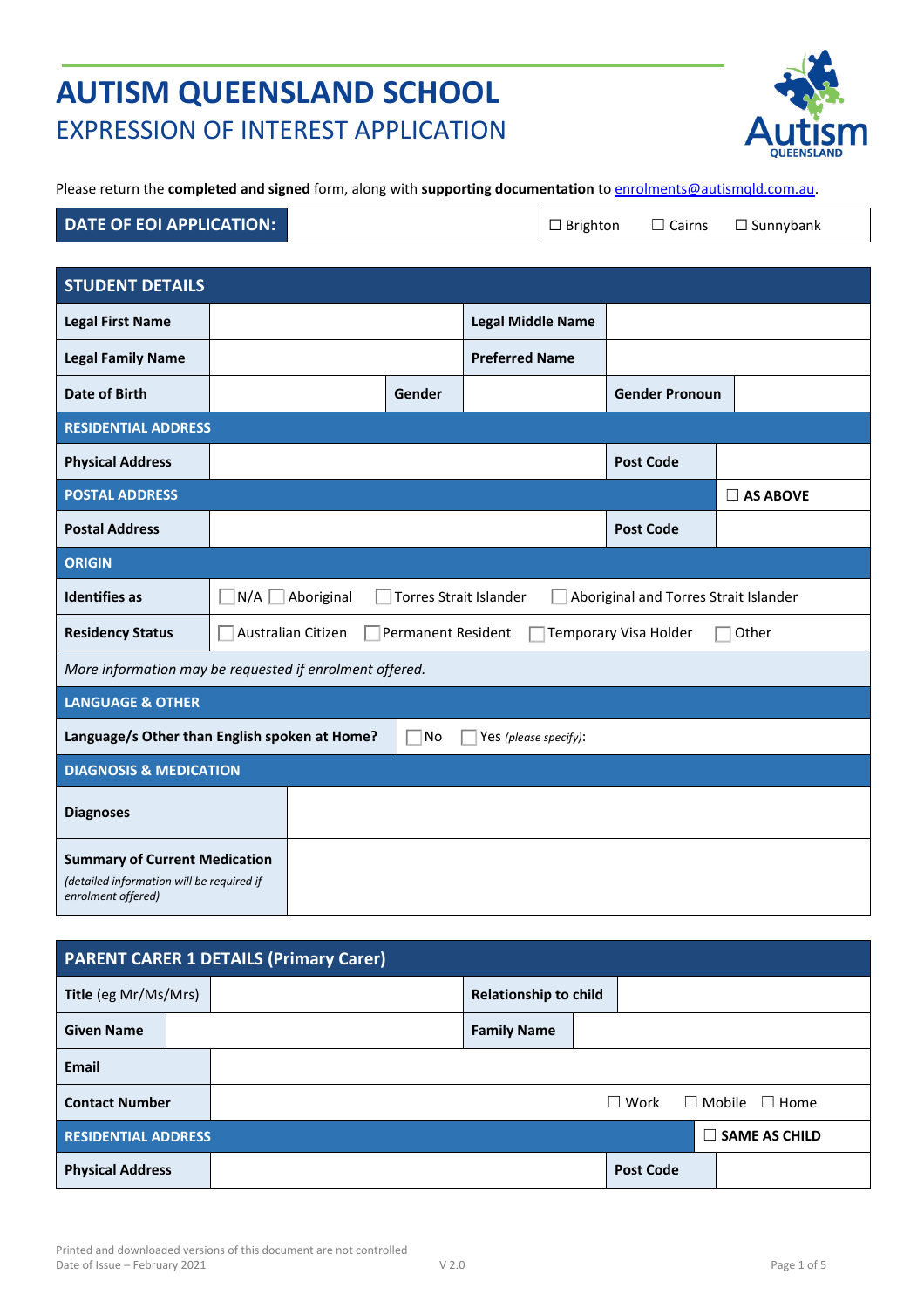# AUTISM QUEENSLAND SCHOOL

## EXPRESSION OF INTEREST APPLICATION

Please return the **completed and signed** form, along with **supporting documentation** to enrolments@autismqld.com.au.

| **DATE OF EOI APPLICATION:** | | ☐ Brighton ☐ Cairns ☐ Sunnybank |
|---|---|---|

| **STUDENT DETAILS** | | | | | |
|---|---|---|---|---|---|
| **Legal First Name** | | | **Legal Middle Name** | | |
| **Legal Family Name** | | | **Preferred Name** | | |
| **Date of Birth** | | **Gender** | | **Gender Pronoun** | |
| **RESIDENTIAL ADDRESS** | | | | | |
| **Physical Address** | | | | **Post Code** | |
| **POSTAL ADDRESS** | | | | | ☐ **AS ABOVE** |
| **Postal Address** | | | | **Post Code** | |
| **ORIGIN** | | | | | |
| **Identifies as** | ☐ N/A ☐ Aboriginal ☐ Torres Strait Islander ☐ Aboriginal and Torres Strait Islander | | | | |
| **Residency Status** | ☐ Australian Citizen ☐ Permanent Resident ☐ Temporary Visa Holder ☐ Other | | | | |
| *More information may be requested if enrolment offered.* | | | | | |
| **LANGUAGE & OTHER** | | | | | |
| **Language/s Other than English spoken at Home?** | ☐ No ☐ Yes *(please specify)*: | | | | |
| **DIAGNOSIS & MEDICATION** | | | | | |
| **Diagnoses** | | | | | |
| **Summary of Current Medication** *(detailed information will be required if enrolment offered)* | | | | | |

| **PARENT CARER 1 DETAILS (Primary Carer)** | | | |
|---|---|---|---|
| **Title** (eg Mr/Ms/Mrs) | | **Relationship to child** | |
| **Given Name** | | **Family Name** | |
| **Email** | | | |
| **Contact Number** | | ☐ Work ☐ Mobile ☐ Home | |
| **RESIDENTIAL ADDRESS** | | | ☐ **SAME AS CHILD** |
| **Physical Address** | | **Post Code** | |

Printed and downloaded versions of this document are not controlled
Date of Issue – February 2021 V 2.0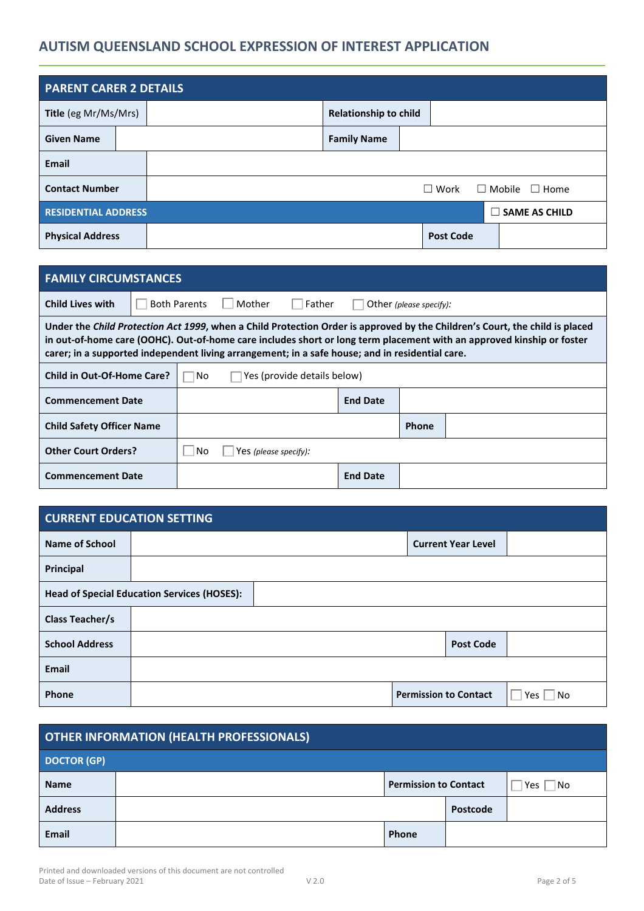## AUTISM QUEENSLAND SCHOOL EXPRESSION OF INTEREST APPLICATION

| PARENT CARER 2 DETAILS | | | |
|---|---|---|---|
| **Title** (eg Mr/Ms/Mrs) | | **Relationship to child** | |
| **Given Name** | | **Family Name** | |
| **Email** | | | |
| **Contact Number** | ☐ Work ☐ Mobile ☐ Home | | |
| **RESIDENTIAL ADDRESS** | | | ☐ **SAME AS CHILD** |
| **Physical Address** | | **Post Code** | |

| FAMILY CIRCUMSTANCES | | | |
|---|---|---|---|
| **Child Lives with** | ☐ Both Parents ☐ Mother ☐ Father ☐ Other *(please specify)*: | | |
| **Under the *Child Protection Act 1999*, when a Child Protection Order is approved by the Children's Court, the child is placed in out-of-home care (OOHC). Out-of-home care includes short or long term placement with an approved kinship or foster carer; in a supported independent living arrangement; in a safe house; and in residential care.** | | | |
| **Child in Out-Of-Home Care?** | ☐ No ☐ Yes (provide details below) | | |
| **Commencement Date** | | **End Date** | |
| **Child Safety Officer Name** | | **Phone** | |
| **Other Court Orders?** | ☐ No ☐ Yes *(please specify)*: | | |
| **Commencement Date** | | **End Date** | |

| CURRENT EDUCATION SETTING | | | |
|---|---|---|---|
| **Name of School** | | **Current Year Level** | |
| **Principal** | | | |
| **Head of Special Education Services (HOSES):** | | | |
| **Class Teacher/s** | | | |
| **School Address** | | **Post Code** | |
| **Email** | | | |
| **Phone** | | **Permission to Contact** | ☐ Yes ☐ No |

| OTHER INFORMATION (HEALTH PROFESSIONALS) | | | |
|---|---|---|---|
| **DOCTOR (GP)** | | | |
| **Name** | | **Permission to Contact** | ☐ Yes ☐ No |
| **Address** | | **Postcode** | |
| **Email** | | **Phone** | |

Printed and downloaded versions of this document are not controlled
Date of Issue – February 2021 V 2.0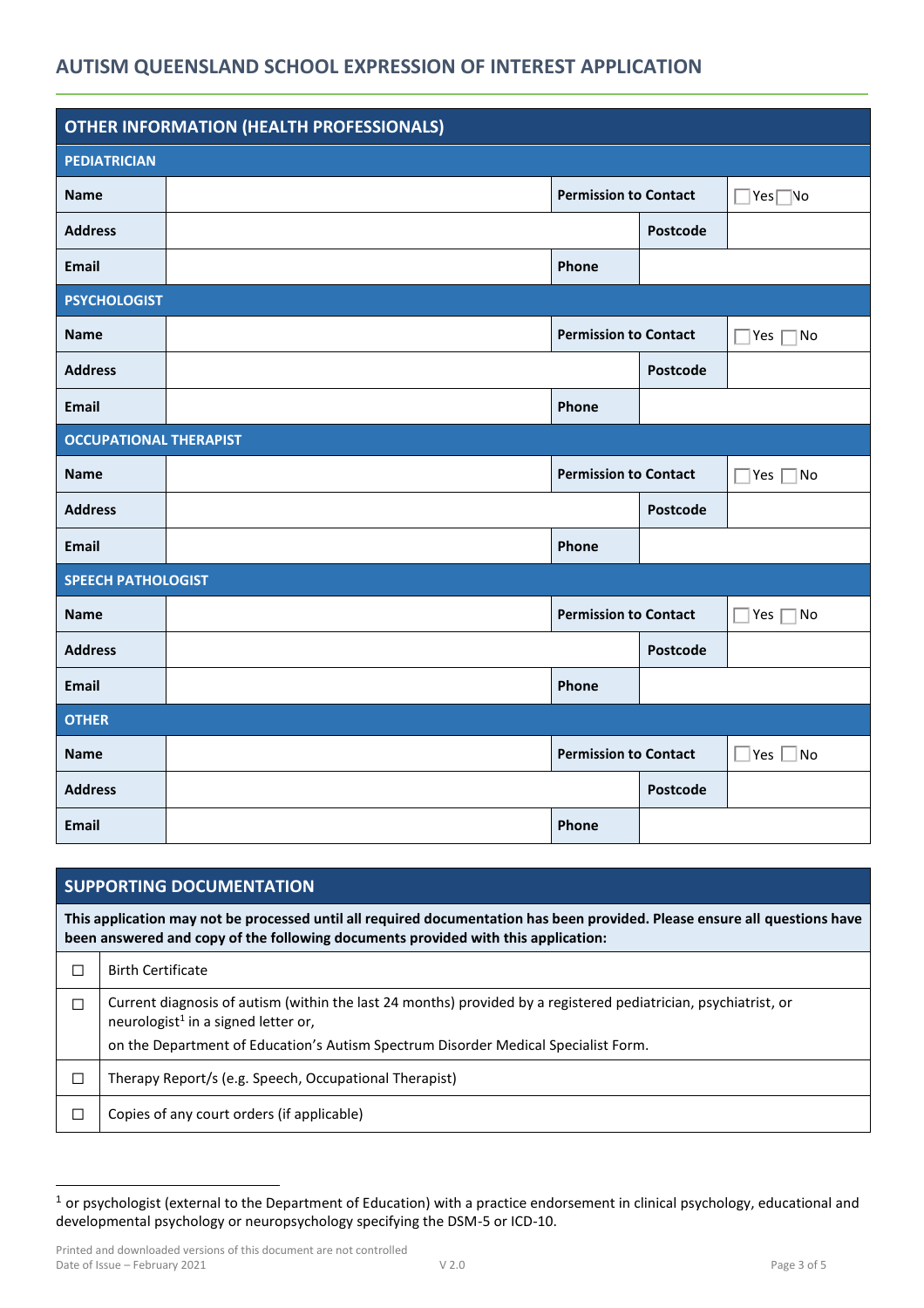## AUTISM QUEENSLAND SCHOOL EXPRESSION OF INTEREST APPLICATION

### OTHER INFORMATION (HEALTH PROFESSIONALS)

**PEDIATRICIAN**

| | | | | |
|---|---|---|---|---|
| **Name** | | **Permission to Contact** | | ☐ Yes ☐ No |
| **Address** | | | **Postcode** | |
| **Email** | | **Phone** | | |

**PSYCHOLOGIST**

| | | | | |
|---|---|---|---|---|
| **Name** | | **Permission to Contact** | | ☐ Yes ☐ No |
| **Address** | | | **Postcode** | |
| **Email** | | **Phone** | | |

**OCCUPATIONAL THERAPIST**

| | | | | |
|---|---|---|---|---|
| **Name** | | **Permission to Contact** | | ☐ Yes ☐ No |
| **Address** | | | **Postcode** | |
| **Email** | | **Phone** | | |

**SPEECH PATHOLOGIST**

| | | | | |
|---|---|---|---|---|
| **Name** | | **Permission to Contact** | | ☐ Yes ☐ No |
| **Address** | | | **Postcode** | |
| **Email** | | **Phone** | | |

**OTHER**

| | | | | |
|---|---|---|---|---|
| **Name** | | **Permission to Contact** | | ☐ Yes ☐ No |
| **Address** | | | **Postcode** | |
| **Email** | | **Phone** | | |

### SUPPORTING DOCUMENTATION

**This application may not be processed until all required documentation has been provided. Please ensure all questions have been answered and copy of the following documents provided with this application:**

| | |
|---|---|
| ☐ | Birth Certificate |
| ☐ | Current diagnosis of autism (within the last 24 months) provided by a registered pediatrician, psychiatrist, or neurologist[1] in a signed letter or, on the Department of Education's Autism Spectrum Disorder Medical Specialist Form. |
| ☐ | Therapy Report/s (e.g. Speech, Occupational Therapist) |
| ☐ | Copies of any court orders (if applicable) |

[1] or psychologist (external to the Department of Education) with a practice endorsement in clinical psychology, educational and developmental psychology or neuropsychology specifying the DSM-5 or ICD-10.

Printed and downloaded versions of this document are not controlled
Date of Issue – February 2021 V 2.0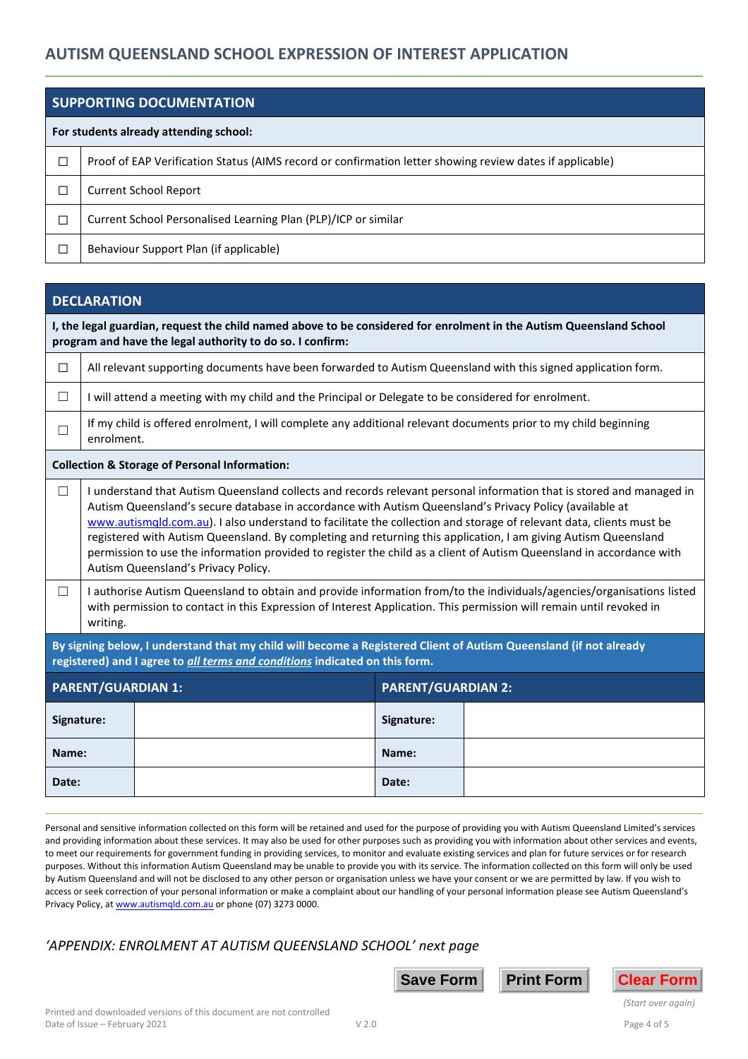## AUTISM QUEENSLAND SCHOOL EXPRESSION OF INTEREST APPLICATION

| SUPPORTING DOCUMENTATION | |
|---|---|
| **For students already attending school:** | |
| ☐ | Proof of EAP Verification Status (AIMS record or confirmation letter showing review dates if applicable) |
| ☐ | Current School Report |
| ☐ | Current School Personalised Learning Plan (PLP)/ICP or similar |
| ☐ | Behaviour Support Plan (if applicable) |

| DECLARATION | |
|---|---|
| **I, the legal guardian, request the child named above to be considered for enrolment in the Autism Queensland School program and have the legal authority to do so. I confirm:** | |
| ☐ | All relevant supporting documents have been forwarded to Autism Queensland with this signed application form. |
| ☐ | I will attend a meeting with my child and the Principal or Delegate to be considered for enrolment. |
| ☐ | If my child is offered enrolment, I will complete any additional relevant documents prior to my child beginning enrolment. |
| **Collection & Storage of Personal Information:** | |
| ☐ | I understand that Autism Queensland collects and records relevant personal information that is stored and managed in Autism Queensland's secure database in accordance with Autism Queensland's Privacy Policy (available at www.autismqld.com.au). I also understand to facilitate the collection and storage of relevant data, clients must be registered with Autism Queensland. By completing and returning this application, I am giving Autism Queensland permission to use the information provided to register the child as a client of Autism Queensland in accordance with Autism Queensland's Privacy Policy. |
| ☐ | I authorise Autism Queensland to obtain and provide information from/to the individuals/agencies/organisations listed with permission to contact in this Expression of Interest Application. This permission will remain until revoked in writing. |

**By signing below, I understand that my child will become a Registered Client of Autism Queensland (if not already registered) and I agree to *all terms and conditions* indicated on this form.**

| PARENT/GUARDIAN 1: | | PARENT/GUARDIAN 2: | |
|---|---|---|---|
| **Signature:** | | **Signature:** | |
| **Name:** | | **Name:** | |
| **Date:** | | **Date:** | |

Personal and sensitive information collected on this form will be retained and used for the purpose of providing you with Autism Queensland Limited's services and providing information about these services. It may also be used for other purposes such as providing you with information about other services and events, to meet our requirements for government funding in providing services, to monitor and evaluate existing services and plan for future services or for research purposes. Without this information Autism Queensland may be unable to provide you with its service. The information collected on this form will only be used by Autism Queensland and will not be disclosed to any other person or organisation unless we have your consent or we are permitted by law. If you wish to access or seek correction of your personal information or make a complaint about our handling of your personal information please see Autism Queensland's Privacy Policy, at www.autismqld.com.au or phone (07) 3273 0000.

*'APPENDIX: ENROLMENT AT AUTISM QUEENSLAND SCHOOL' next page*

Save Form | Print Form | Clear Form *(Start over again)*

Printed and downloaded versions of this document are not controlled
Date of Issue – February 2021 | V 2.0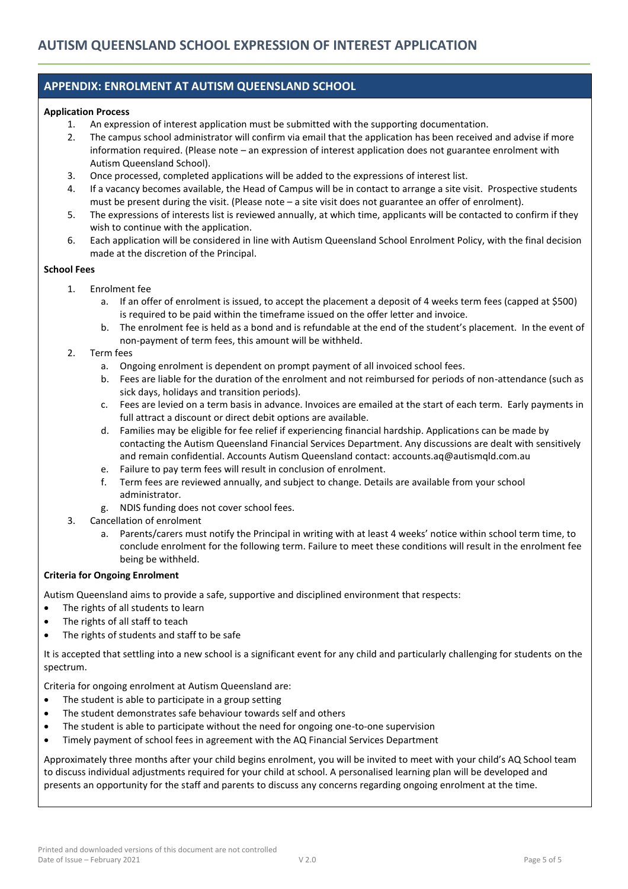# AUTISM QUEENSLAND SCHOOL EXPRESSION OF INTEREST APPLICATION

## APPENDIX: ENROLMENT AT AUTISM QUEENSLAND SCHOOL

**Application Process**

1. An expression of interest application must be submitted with the supporting documentation.
2. The campus school administrator will confirm via email that the application has been received and advise if more information required. (Please note – an expression of interest application does not guarantee enrolment with Autism Queensland School).
3. Once processed, completed applications will be added to the expressions of interest list.
4. If a vacancy becomes available, the Head of Campus will be in contact to arrange a site visit. Prospective students must be present during the visit. (Please note – a site visit does not guarantee an offer of enrolment).
5. The expressions of interests list is reviewed annually, at which time, applicants will be contacted to confirm if they wish to continue with the application.
6. Each application will be considered in line with Autism Queensland School Enrolment Policy, with the final decision made at the discretion of the Principal.

**School Fees**

1. Enrolment fee
   a. If an offer of enrolment is issued, to accept the placement a deposit of 4 weeks term fees (capped at $500) is required to be paid within the timeframe issued on the offer letter and invoice.
   b. The enrolment fee is held as a bond and is refundable at the end of the student's placement. In the event of non-payment of term fees, this amount will be withheld.
2. Term fees
   a. Ongoing enrolment is dependent on prompt payment of all invoiced school fees.
   b. Fees are liable for the duration of the enrolment and not reimbursed for periods of non-attendance (such as sick days, holidays and transition periods).
   c. Fees are levied on a term basis in advance. Invoices are emailed at the start of each term. Early payments in full attract a discount or direct debit options are available.
   d. Families may be eligible for fee relief if experiencing financial hardship. Applications can be made by contacting the Autism Queensland Financial Services Department. Any discussions are dealt with sensitively and remain confidential. Accounts Autism Queensland contact: accounts.aq@autismqld.com.au
   e. Failure to pay term fees will result in conclusion of enrolment.
   f. Term fees are reviewed annually, and subject to change. Details are available from your school administrator.
   g. NDIS funding does not cover school fees.
3. Cancellation of enrolment
   a. Parents/carers must notify the Principal in writing with at least 4 weeks' notice within school term time, to conclude enrolment for the following term. Failure to meet these conditions will result in the enrolment fee being be withheld.

**Criteria for Ongoing Enrolment**

Autism Queensland aims to provide a safe, supportive and disciplined environment that respects:

- The rights of all students to learn
- The rights of all staff to teach
- The rights of students and staff to be safe

It is accepted that settling into a new school is a significant event for any child and particularly challenging for students on the spectrum.

Criteria for ongoing enrolment at Autism Queensland are:

- The student is able to participate in a group setting
- The student demonstrates safe behaviour towards self and others
- The student is able to participate without the need for ongoing one-to-one supervision
- Timely payment of school fees in agreement with the AQ Financial Services Department

Approximately three months after your child begins enrolment, you will be invited to meet with your child's AQ School team to discuss individual adjustments required for your child at school. A personalised learning plan will be developed and presents an opportunity for the staff and parents to discuss any concerns regarding ongoing enrolment at the time.